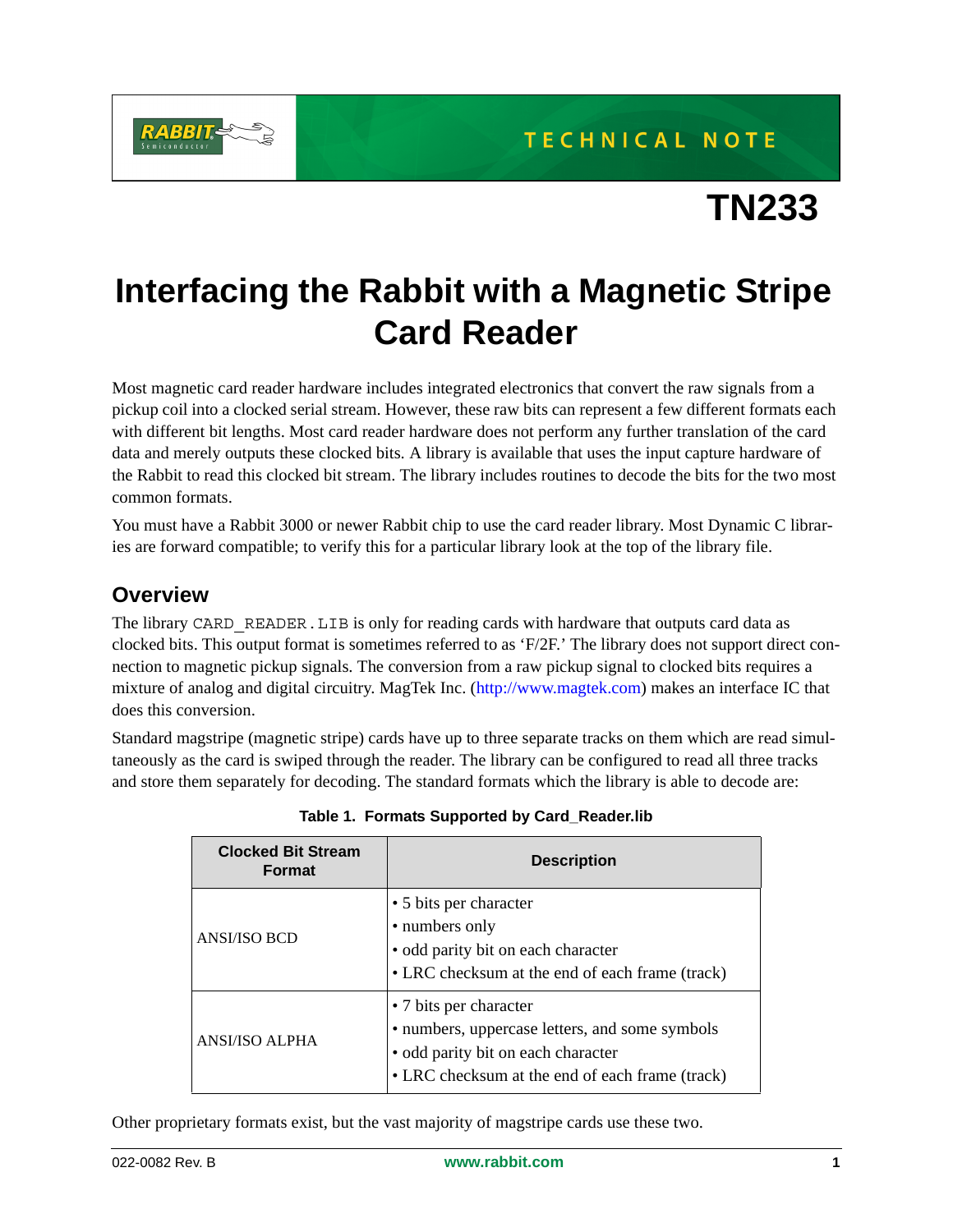TECHNICAL NOTE

# TN233

# Interfacing the Rabbit with a Magnetic Stripe Card Reader

Most magnetic card reader hardware includes integrated electronics that convert the raw signals from a pickup coil into a clocked serial stream. However, these raw bits can represent a few different formats each with different bit lengths. Most card reader hardware does not perform any further translation of the card data and merely outputs these clocked bits. A library is available that uses the input capture hardware of the Rabbit to read this clocked bit stream. The library includes routines to decode the bits for the two most common formats.

You must have a Rabbit 3000 or newer Rabbit chip to use the card reader library. Most Dynamic C libraries are forward compatible; to verify this for a particular library look at the top of the library file.

## Overview

The library `CARD_READER.LIB` is only for reading cards with hardware that outputs card data as clocked bits. This output format is sometimes referred to as 'F/2F.' The library does not support direct connection to magnetic pickup signals. The conversion from a raw pickup signal to clocked bits requires a mixture of analog and digital circuitry. MagTek Inc. (http://www.magtek.com) makes an interface IC that does this conversion.

Standard magstripe (magnetic stripe) cards have up to three separate tracks on them which are read simultaneously as the card is swiped through the reader. The library can be configured to read all three tracks and store them separately for decoding. The standard formats which the library is able to decode are:

**Table 1. Formats Supported by Card_Reader.lib**

| Clocked Bit Stream Format | Description |
|---|---|
| ANSI/ISO BCD | • 5 bits per character<br>• numbers only<br>• odd parity bit on each character<br>• LRC checksum at the end of each frame (track) |
| ANSI/ISO ALPHA | • 7 bits per character<br>• numbers, uppercase letters, and some symbols<br>• odd parity bit on each character<br>• LRC checksum at the end of each frame (track) |

Other proprietary formats exist, but the vast majority of magstripe cards use these two.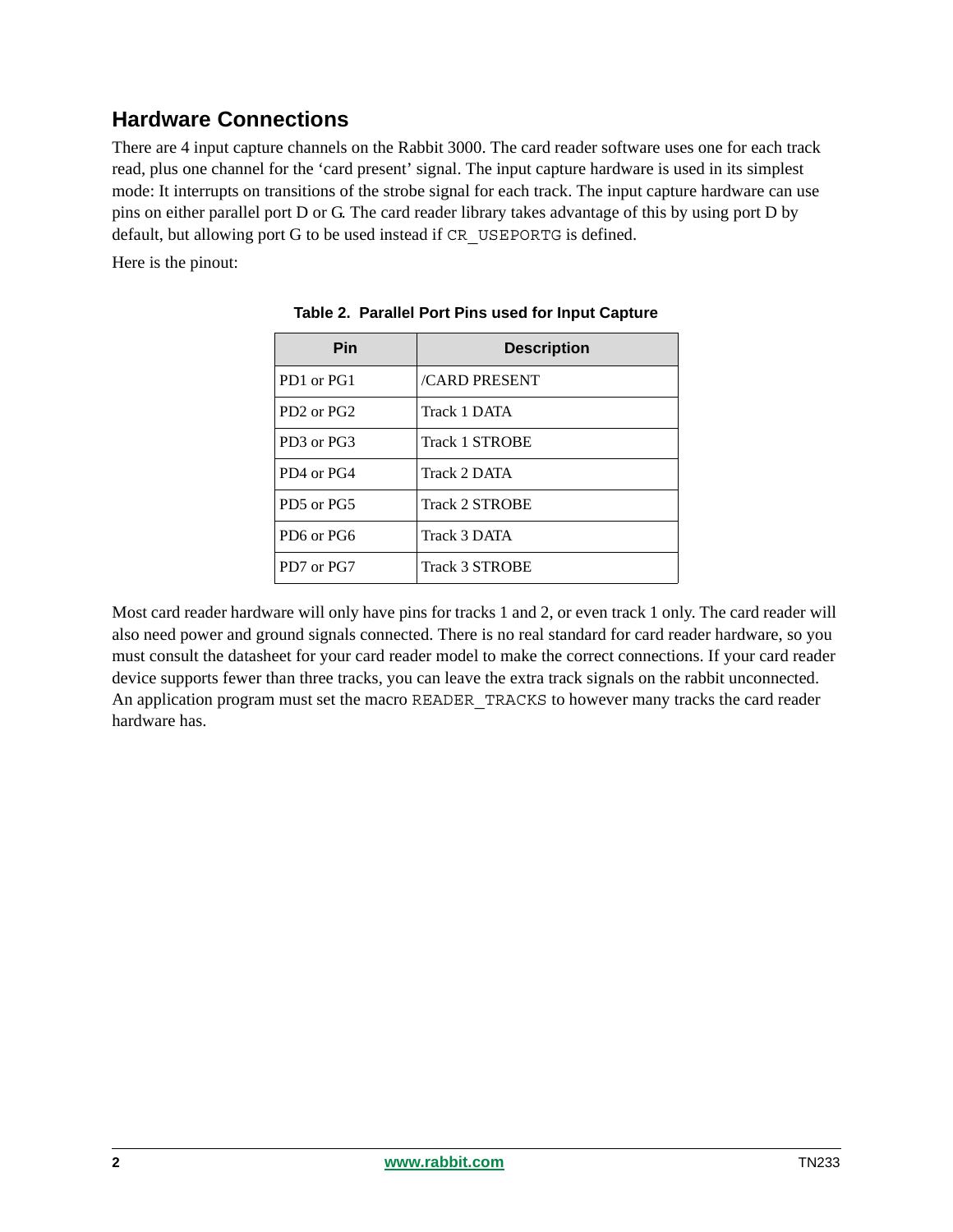## Hardware Connections

There are 4 input capture channels on the Rabbit 3000. The card reader software uses one for each track read, plus one channel for the 'card present' signal. The input capture hardware is used in its simplest mode: It interrupts on transitions of the strobe signal for each track. The input capture hardware can use pins on either parallel port D or G. The card reader library takes advantage of this by using port D by default, but allowing port G to be used instead if `CR_USEPORTG` is defined.

Here is the pinout:

**Table 2. Parallel Port Pins used for Input Capture**

| Pin | Description |
|---|---|
| PD1 or PG1 | /CARD PRESENT |
| PD2 or PG2 | Track 1 DATA |
| PD3 or PG3 | Track 1 STROBE |
| PD4 or PG4 | Track 2 DATA |
| PD5 or PG5 | Track 2 STROBE |
| PD6 or PG6 | Track 3 DATA |
| PD7 or PG7 | Track 3 STROBE |

Most card reader hardware will only have pins for tracks 1 and 2, or even track 1 only. The card reader will also need power and ground signals connected. There is no real standard for card reader hardware, so you must consult the datasheet for your card reader model to make the correct connections. If your card reader device supports fewer than three tracks, you can leave the extra track signals on the rabbit unconnected. An application program must set the macro `READER_TRACKS` to however many tracks the card reader hardware has.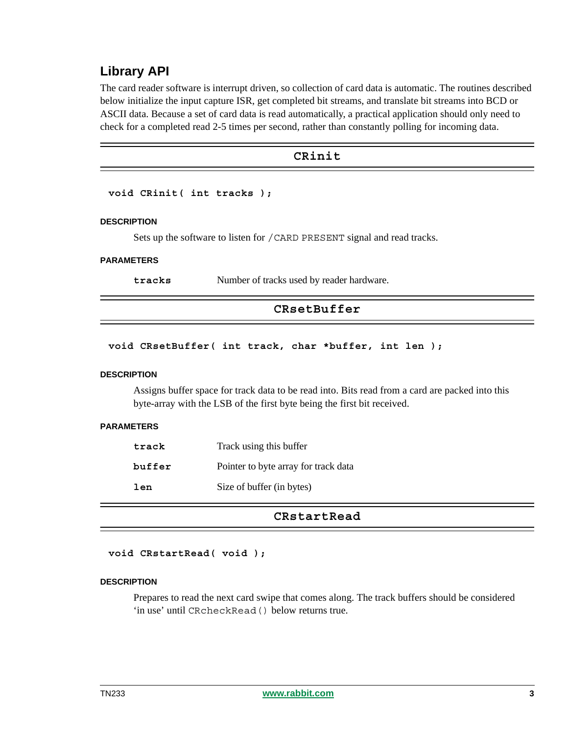## Library API

The card reader software is interrupt driven, so collection of card data is automatic. The routines described below initialize the input capture ISR, get completed bit streams, and translate bit streams into BCD or ASCII data. Because a set of card data is read automatically, a practical application should only need to check for a completed read 2-5 times per second, rather than constantly polling for incoming data.

### CRinit

```
void CRinit( int tracks );
```

**DESCRIPTION**

Sets up the software to listen for `/CARD PRESENT` signal and read tracks.

**PARAMETERS**

| | |
|---|---|
| **tracks** | Number of tracks used by reader hardware. |

### CRsetBuffer

```
void CRsetBuffer( int track, char *buffer, int len );
```

**DESCRIPTION**

Assigns buffer space for track data to be read into. Bits read from a card are packed into this byte-array with the LSB of the first byte being the first bit received.

**PARAMETERS**

| | |
|---|---|
| **track** | Track using this buffer |
| **buffer** | Pointer to byte array for track data |
| **len** | Size of buffer (in bytes) |

### CRstartRead

```
void CRstartRead( void );
```

**DESCRIPTION**

Prepares to read the next card swipe that comes along. The track buffers should be considered 'in use' until `CRcheckRead()` below returns true.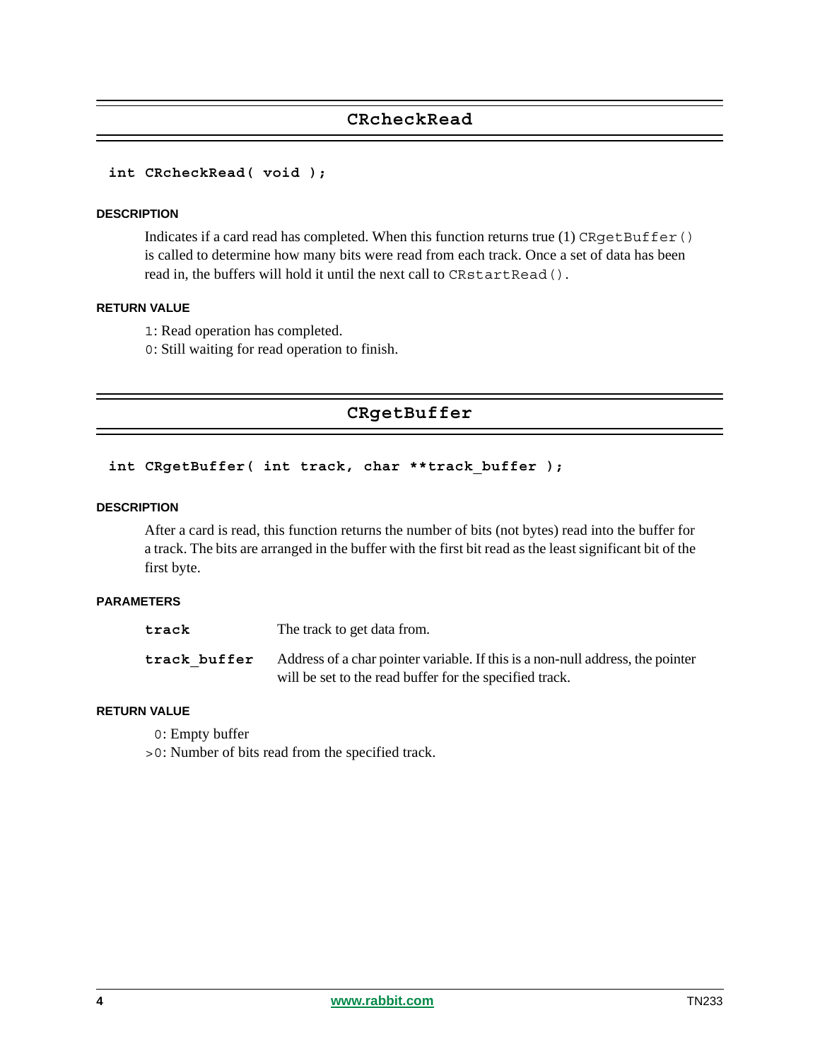## CRcheckRead

```
int CRcheckRead( void );
```

#### DESCRIPTION

Indicates if a card read has completed. When this function returns true (1) `CRgetBuffer()` is called to determine how many bits were read from each track. Once a set of data has been read in, the buffers will hold it until the next call to `CRstartRead()`.

#### RETURN VALUE

`1`: Read operation has completed.
`0`: Still waiting for read operation to finish.

## CRgetBuffer

```
int CRgetBuffer( int track, char **track_buffer );
```

#### DESCRIPTION

After a card is read, this function returns the number of bits (not bytes) read into the buffer for a track. The bits are arranged in the buffer with the first bit read as the least significant bit of the first byte.

#### PARAMETERS

| | |
|---|---|
| **track** | The track to get data from. |
| **track_buffer** | Address of a char pointer variable. If this is a non-null address, the pointer will be set to the read buffer for the specified track. |

#### RETURN VALUE

`0`: Empty buffer
`>0`: Number of bits read from the specified track.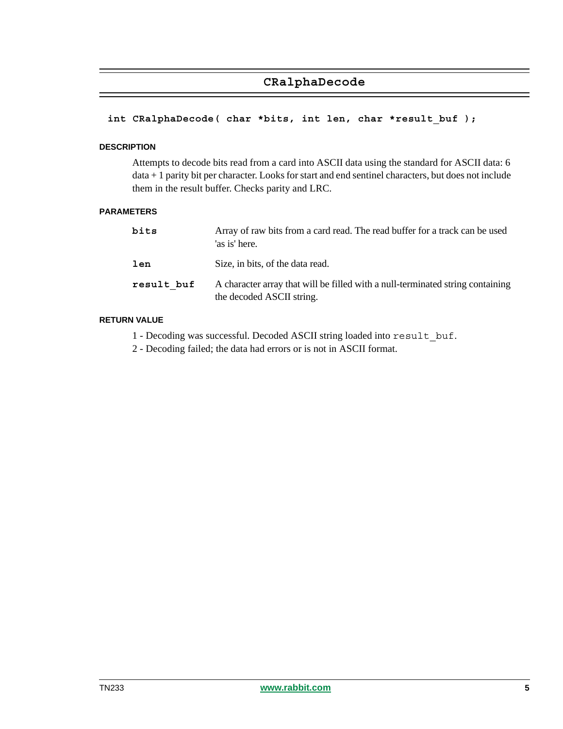## CRalphaDecode

```
int CRalphaDecode( char *bits, int len, char *result_buf );
```

#### DESCRIPTION

Attempts to decode bits read from a card into ASCII data using the standard for ASCII data: 6 data + 1 parity bit per character. Looks for start and end sentinel characters, but does not include them in the result buffer. Checks parity and LRC.

#### PARAMETERS

**bits** Array of raw bits from a card read. The read buffer for a track can be used 'as is' here.

**len** Size, in bits, of the data read.

**result_buf** A character array that will be filled with a null-terminated string containing the decoded ASCII string.

#### RETURN VALUE

1 - Decoding was successful. Decoded ASCII string loaded into `result_buf`.

2 - Decoding failed; the data had errors or is not in ASCII format.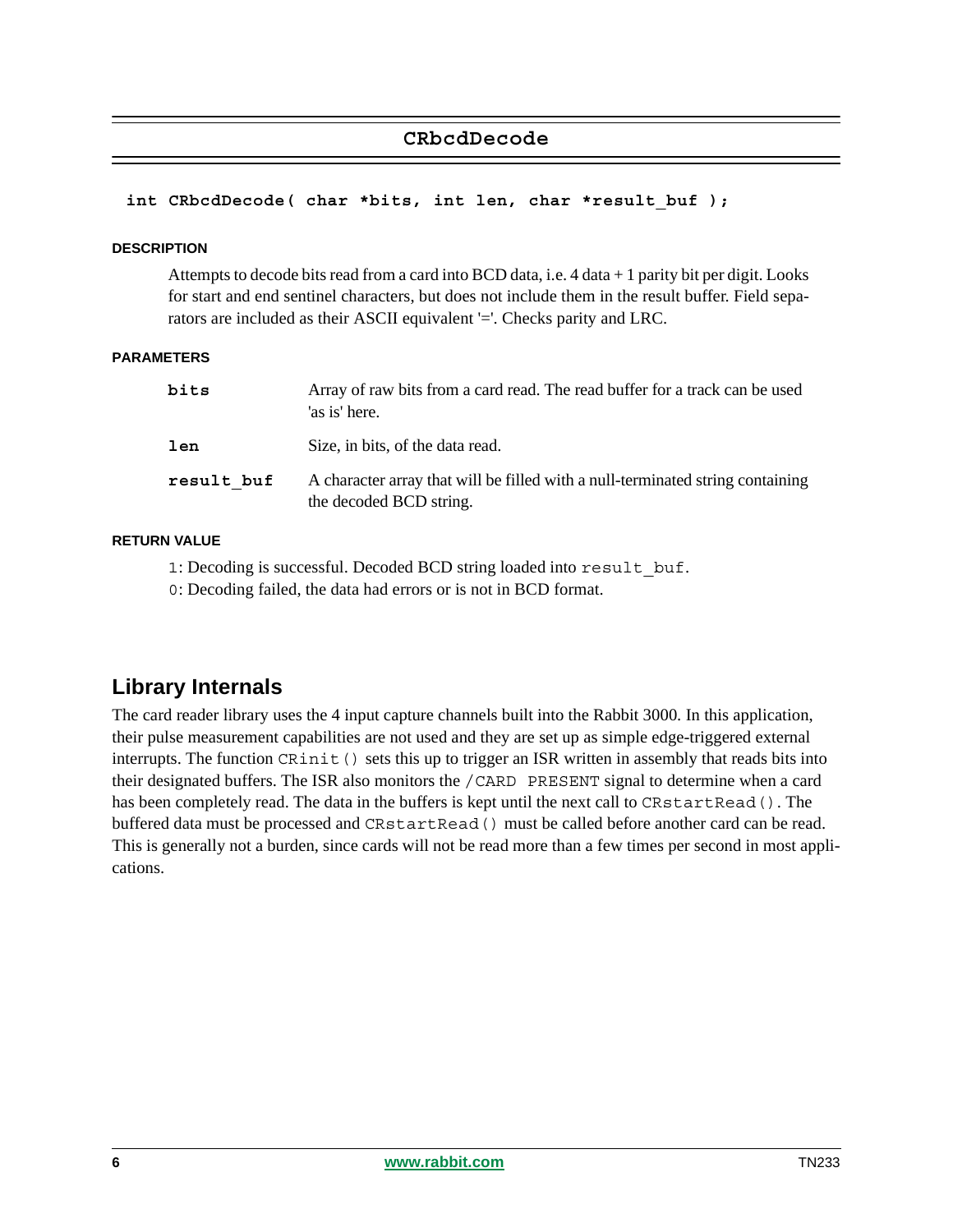## CRbcdDecode

```
int CRbcdDecode( char *bits, int len, char *result_buf );
```

#### DESCRIPTION

Attempts to decode bits read from a card into BCD data, i.e. 4 data + 1 parity bit per digit. Looks for start and end sentinel characters, but does not include them in the result buffer. Field separators are included as their ASCII equivalent '='. Checks parity and LRC.

#### PARAMETERS

| | |
|---|---|
| **bits** | Array of raw bits from a card read. The read buffer for a track can be used 'as is' here. |
| **len** | Size, in bits, of the data read. |
| **result_buf** | A character array that will be filled with a null-terminated string containing the decoded BCD string. |

#### RETURN VALUE

`1`: Decoding is successful. Decoded BCD string loaded into `result_buf`.
`0`: Decoding failed, the data had errors or is not in BCD format.

## Library Internals

The card reader library uses the 4 input capture channels built into the Rabbit 3000. In this application, their pulse measurement capabilities are not used and they are set up as simple edge-triggered external interrupts. The function `CRinit()` sets this up to trigger an ISR written in assembly that reads bits into their designated buffers. The ISR also monitors the `/CARD PRESENT` signal to determine when a card has been completely read. The data in the buffers is kept until the next call to `CRstartRead()`. The buffered data must be processed and `CRstartRead()` must be called before another card can be read. This is generally not a burden, since cards will not be read more than a few times per second in most applications.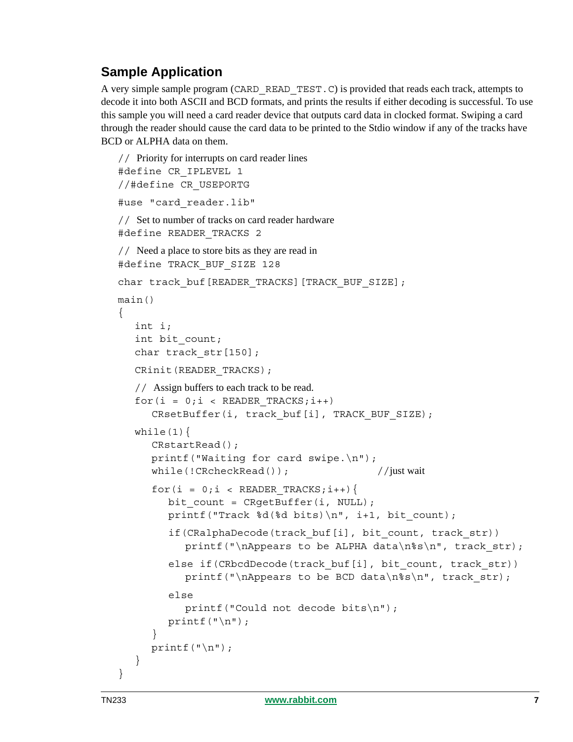## Sample Application

A very simple sample program (`CARD_READ_TEST.C`) is provided that reads each track, attempts to decode it into both ASCII and BCD formats, and prints the results if either decoding is successful. To use this sample you will need a card reader device that outputs card data in clocked format. Swiping a card through the reader should cause the card data to be printed to the Stdio window if any of the tracks have BCD or ALPHA data on them.

```
// Priority for interrupts on card reader lines
#define CR_IPLEVEL 1
//#define CR_USEPORTG

#use "card_reader.lib"

// Set to number of tracks on card reader hardware
#define READER_TRACKS 2

// Need a place to store bits as they are read in
#define TRACK_BUF_SIZE 128

char track_buf[READER_TRACKS][TRACK_BUF_SIZE];

main()
{
   int i;
   int bit_count;
   char track_str[150];

   CRinit(READER_TRACKS);

   // Assign buffers to each track to be read.
   for(i = 0;i < READER_TRACKS;i++)
      CRsetBuffer(i, track_buf[i], TRACK_BUF_SIZE);

   while(1){
      CRstartRead();
      printf("Waiting for card swipe.\n");
      while(!CRcheckRead());              //just wait

      for(i = 0;i < READER_TRACKS;i++){
         bit_count = CRgetBuffer(i, NULL);
         printf("Track %d(%d bits)\n", i+1, bit_count);

         if(CRalphaDecode(track_buf[i], bit_count, track_str))
            printf("\nAppears to be ALPHA data\n%s\n", track_str);

         else if(CRbcdDecode(track_buf[i], bit_count, track_str))
            printf("\nAppears to be BCD data\n%s\n", track_str);

         else
            printf("Could not decode bits\n");
         printf("\n");
      }
      printf("\n");
   }
}
```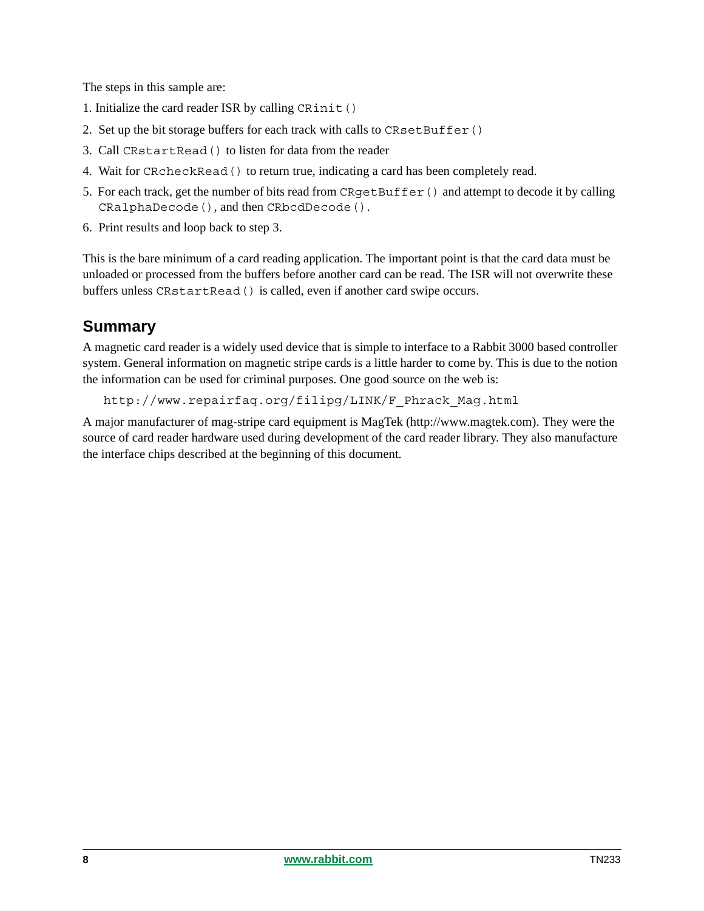The steps in this sample are:

1. Initialize the card reader ISR by calling `CRinit()`
2. Set up the bit storage buffers for each track with calls to `CRsetBuffer()`
3. Call `CRstartRead()` to listen for data from the reader
4. Wait for `CRcheckRead()` to return true, indicating a card has been completely read.
5. For each track, get the number of bits read from `CRgetBuffer()` and attempt to decode it by calling `CRalphaDecode()`, and then `CRbcdDecode()`.
6. Print results and loop back to step 3.

This is the bare minimum of a card reading application. The important point is that the card data must be unloaded or processed from the buffers before another card can be read. The ISR will not overwrite these buffers unless `CRstartRead()` is called, even if another card swipe occurs.

## Summary

A magnetic card reader is a widely used device that is simple to interface to a Rabbit 3000 based controller system. General information on magnetic stripe cards is a little harder to come by. This is due to the notion the information can be used for criminal purposes. One good source on the web is:

```
http://www.repairfaq.org/filipg/LINK/F_Phrack_Mag.html
```

A major manufacturer of mag-stripe card equipment is MagTek (http://www.magtek.com). They were the source of card reader hardware used during development of the card reader library. They also manufacture the interface chips described at the beginning of this document.